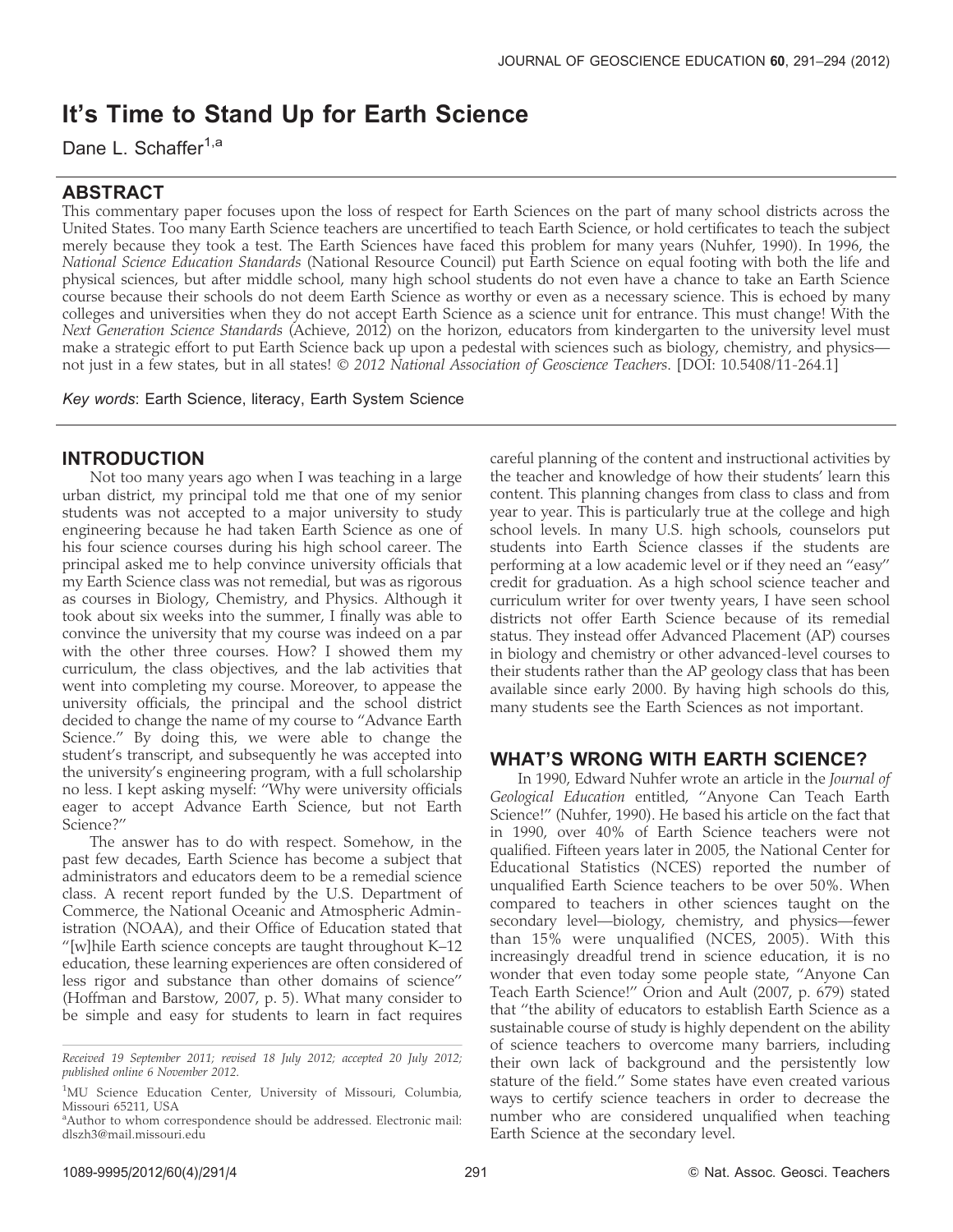# It's Time to Stand Up for Earth Science

Dane L. Schaffer[1,a]

## ABSTRACT

This commentary paper focuses upon the loss of respect for Earth Sciences on the part of many school districts across the United States. Too many Earth Science teachers are uncertified to teach Earth Science, or hold certificates to teach the subject merely because they took a test. The Earth Sciences have faced this problem for many years (Nuhfer, 1990). In 1996, the *National Science Education Standards* (National Resource Council) put Earth Science on equal footing with both the life and physical sciences, but after middle school, many high school students do not even have a chance to take an Earth Science course because their schools do not deem Earth Science as worthy or even as a necessary science. This is echoed by many colleges and universities when they do not accept Earth Science as a science unit for entrance. This must change! With the *Next Generation Science Standards* (Achieve, 2012) on the horizon, educators from kindergarten to the university level must make a strategic effort to put Earth Science back up upon a pedestal with sciences such as biology, chemistry, and physics—not just in a few states, but in all states! *© 2012 National Association of Geoscience Teachers*. [DOI: 10.5408/11-264.1]

*Key words*: Earth Science, literacy, Earth System Science

## INTRODUCTION

Not too many years ago when I was teaching in a large urban district, my principal told me that one of my senior students was not accepted to a major university to study engineering because he had taken Earth Science as one of his four science courses during his high school career. The principal asked me to help convince university officials that my Earth Science class was not remedial, but was as rigorous as courses in Biology, Chemistry, and Physics. Although it took about six weeks into the summer, I finally was able to convince the university that my course was indeed on a par with the other three courses. How? I showed them my curriculum, the class objectives, and the lab activities that went into completing my course. Moreover, to appease the university officials, the principal and the school district decided to change the name of my course to "Advance Earth Science." By doing this, we were able to change the student's transcript, and subsequently he was accepted into the university's engineering program, with a full scholarship no less. I kept asking myself: "Why were university officials eager to accept Advance Earth Science, but not Earth Science?"

The answer has to do with respect. Somehow, in the past few decades, Earth Science has become a subject that administrators and educators deem to be a remedial science class. A recent report funded by the U.S. Department of Commerce, the National Oceanic and Atmospheric Administration (NOAA), and their Office of Education stated that "[w]hile Earth science concepts are taught throughout K–12 education, these learning experiences are often considered of less rigor and substance than other domains of science" (Hoffman and Barstow, 2007, p. 5). What many consider to be simple and easy for students to learn in fact requires careful planning of the content and instructional activities by the teacher and knowledge of how their students' learn this content. This planning changes from class to class and from year to year. This is particularly true at the college and high school levels. In many U.S. high schools, counselors put students into Earth Science classes if the students are performing at a low academic level or if they need an "easy" credit for graduation. As a high school science teacher and curriculum writer for over twenty years, I have seen school districts not offer Earth Science because of its remedial status. They instead offer Advanced Placement (AP) courses in biology and chemistry or other advanced-level courses to their students rather than the AP geology class that has been available since early 2000. By having high schools do this, many students see the Earth Sciences as not important.

## WHAT'S WRONG WITH EARTH SCIENCE?

In 1990, Edward Nuhfer wrote an article in the *Journal of Geological Education* entitled, "Anyone Can Teach Earth Science!" (Nuhfer, 1990). He based his article on the fact that in 1990, over 40% of Earth Science teachers were not qualified. Fifteen years later in 2005, the National Center for Educational Statistics (NCES) reported the number of unqualified Earth Science teachers to be over 50%. When compared to teachers in other sciences taught on the secondary level—biology, chemistry, and physics—fewer than 15% were unqualified (NCES, 2005). With this increasingly dreadful trend in science education, it is no wonder that even today some people state, "Anyone Can Teach Earth Science!" Orion and Ault (2007, p. 679) stated that "the ability of educators to establish Earth Science as a sustainable course of study is highly dependent on the ability of science teachers to overcome many barriers, including their own lack of background and the persistently low stature of the field." Some states have even created various ways to certify science teachers in order to decrease the number who are considered unqualified when teaching Earth Science at the secondary level.

*Received 19 September 2011; revised 18 July 2012; accepted 20 July 2012; published online 6 November 2012.*

[1]MU Science Education Center, University of Missouri, Columbia, Missouri 65211, USA

[a]Author to whom correspondence should be addressed. Electronic mail: dlszh3@mail.missouri.edu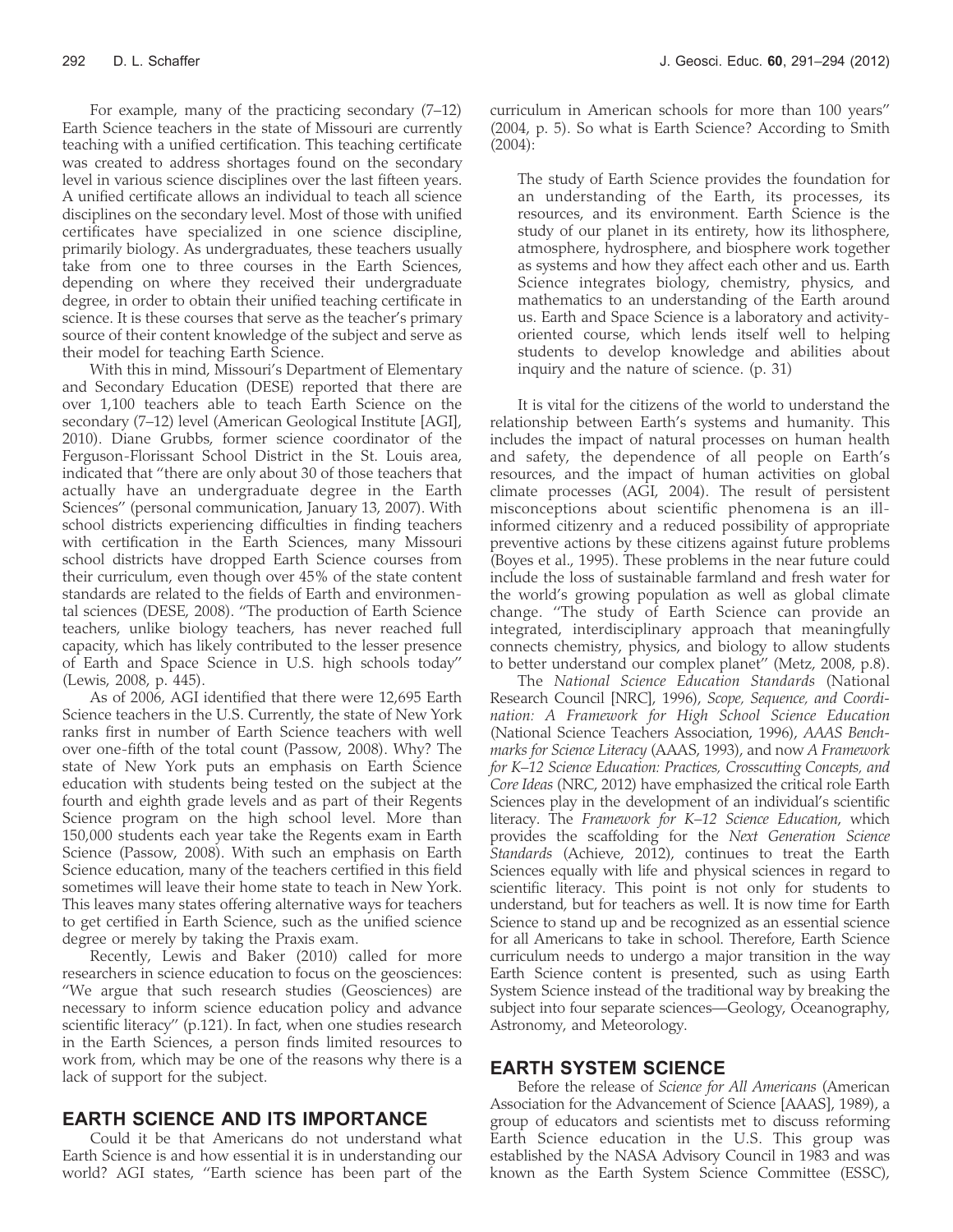For example, many of the practicing secondary (7–12) Earth Science teachers in the state of Missouri are currently teaching with a unified certification. This teaching certificate was created to address shortages found on the secondary level in various science disciplines over the last fifteen years. A unified certificate allows an individual to teach all science disciplines on the secondary level. Most of those with unified certificates have specialized in one science discipline, primarily biology. As undergraduates, these teachers usually take from one to three courses in the Earth Sciences, depending on where they received their undergraduate degree, in order to obtain their unified teaching certificate in science. It is these courses that serve as the teacher's primary source of their content knowledge of the subject and serve as their model for teaching Earth Science.

With this in mind, Missouri's Department of Elementary and Secondary Education (DESE) reported that there are over 1,100 teachers able to teach Earth Science on the secondary (7–12) level (American Geological Institute [AGI], 2010). Diane Grubbs, former science coordinator of the Ferguson-Florissant School District in the St. Louis area, indicated that "there are only about 30 of those teachers that actually have an undergraduate degree in the Earth Sciences" (personal communication, January 13, 2007). With school districts experiencing difficulties in finding teachers with certification in the Earth Sciences, many Missouri school districts have dropped Earth Science courses from their curriculum, even though over 45% of the state content standards are related to the fields of Earth and environmental sciences (DESE, 2008). "The production of Earth Science teachers, unlike biology teachers, has never reached full capacity, which has likely contributed to the lesser presence of Earth and Space Science in U.S. high schools today" (Lewis, 2008, p. 445).

As of 2006, AGI identified that there were 12,695 Earth Science teachers in the U.S. Currently, the state of New York ranks first in number of Earth Science teachers with well over one-fifth of the total count (Passow, 2008). Why? The state of New York puts an emphasis on Earth Science education with students being tested on the subject at the fourth and eighth grade levels and as part of their Regents Science program on the high school level. More than 150,000 students each year take the Regents exam in Earth Science (Passow, 2008). With such an emphasis on Earth Science education, many of the teachers certified in this field sometimes will leave their home state to teach in New York. This leaves many states offering alternative ways for teachers to get certified in Earth Science, such as the unified science degree or merely by taking the Praxis exam.

Recently, Lewis and Baker (2010) called for more researchers in science education to focus on the geosciences: "We argue that such research studies (Geosciences) are necessary to inform science education policy and advance scientific literacy" (p.121). In fact, when one studies research in the Earth Sciences, a person finds limited resources to work from, which may be one of the reasons why there is a lack of support for the subject.

## EARTH SCIENCE AND ITS IMPORTANCE

Could it be that Americans do not understand what Earth Science is and how essential it is in understanding our world? AGI states, "Earth science has been part of the curriculum in American schools for more than 100 years" (2004, p. 5). So what is Earth Science? According to Smith (2004):

> The study of Earth Science provides the foundation for an understanding of the Earth, its processes, its resources, and its environment. Earth Science is the study of our planet in its entirety, how its lithosphere, atmosphere, hydrosphere, and biosphere work together as systems and how they affect each other and us. Earth Science integrates biology, chemistry, physics, and mathematics to an understanding of the Earth around us. Earth and Space Science is a laboratory and activity-oriented course, which lends itself well to helping students to develop knowledge and abilities about inquiry and the nature of science. (p. 31)

It is vital for the citizens of the world to understand the relationship between Earth's systems and humanity. This includes the impact of natural processes on human health and safety, the dependence of all people on Earth's resources, and the impact of human activities on global climate processes (AGI, 2004). The result of persistent misconceptions about scientific phenomena is an ill-informed citizenry and a reduced possibility of appropriate preventive actions by these citizens against future problems (Boyes et al., 1995). These problems in the near future could include the loss of sustainable farmland and fresh water for the world's growing population as well as global climate change. "The study of Earth Science can provide an integrated, interdisciplinary approach that meaningfully connects chemistry, physics, and biology to allow students to better understand our complex planet" (Metz, 2008, p.8).

The *National Science Education Standards* (National Research Council [NRC], 1996), *Scope, Sequence, and Coordination: A Framework for High School Science Education* (National Science Teachers Association, 1996), *AAAS Benchmarks for Science Literacy* (AAAS, 1993), and now *A Framework for K–12 Science Education: Practices, Crosscutting Concepts, and Core Ideas* (NRC, 2012) have emphasized the critical role Earth Sciences play in the development of an individual's scientific literacy. The *Framework for K–12 Science Education*, which provides the scaffolding for the *Next Generation Science Standards* (Achieve, 2012), continues to treat the Earth Sciences equally with life and physical sciences in regard to scientific literacy. This point is not only for students to understand, but for teachers as well. It is now time for Earth Science to stand up and be recognized as an essential science for all Americans to take in school. Therefore, Earth Science curriculum needs to undergo a major transition in the way Earth Science content is presented, such as using Earth System Science instead of the traditional way by breaking the subject into four separate sciences—Geology, Oceanography, Astronomy, and Meteorology.

## EARTH SYSTEM SCIENCE

Before the release of *Science for All Americans* (American Association for the Advancement of Science [AAAS], 1989), a group of educators and scientists met to discuss reforming Earth Science education in the U.S. This group was established by the NASA Advisory Council in 1983 and was known as the Earth System Science Committee (ESSC),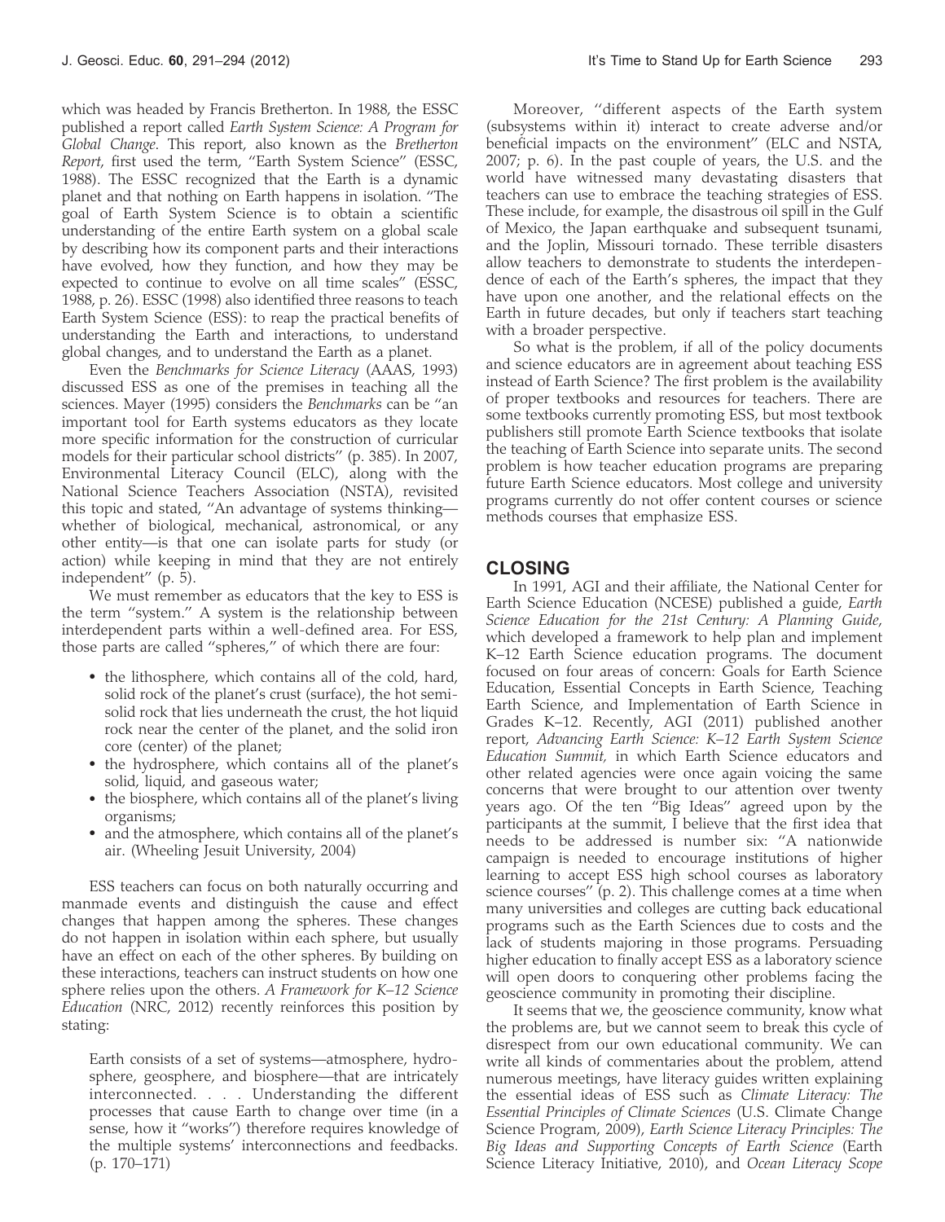which was headed by Francis Bretherton. In 1988, the ESSC published a report called *Earth System Science: A Program for Global Change*. This report, also known as the *Bretherton Report*, first used the term, "Earth System Science" (ESSC, 1988). The ESSC recognized that the Earth is a dynamic planet and that nothing on Earth happens in isolation. "The goal of Earth System Science is to obtain a scientific understanding of the entire Earth system on a global scale by describing how its component parts and their interactions have evolved, how they function, and how they may be expected to continue to evolve on all time scales" (ESSC, 1988, p. 26). ESSC (1998) also identified three reasons to teach Earth System Science (ESS): to reap the practical benefits of understanding the Earth and interactions, to understand global changes, and to understand the Earth as a planet.

Even the *Benchmarks for Science Literacy* (AAAS, 1993) discussed ESS as one of the premises in teaching all the sciences. Mayer (1995) considers the *Benchmarks* can be "an important tool for Earth systems educators as they locate more specific information for the construction of curricular models for their particular school districts" (p. 385). In 2007, Environmental Literacy Council (ELC), along with the National Science Teachers Association (NSTA), revisited this topic and stated, "An advantage of systems thinking—whether of biological, mechanical, astronomical, or any other entity—is that one can isolate parts for study (or action) while keeping in mind that they are not entirely independent" (p. 5).

We must remember as educators that the key to ESS is the term "system." A system is the relationship between interdependent parts within a well-defined area. For ESS, those parts are called "spheres," of which there are four:

- the lithosphere, which contains all of the cold, hard, solid rock of the planet's crust (surface), the hot semi-solid rock that lies underneath the crust, the hot liquid rock near the center of the planet, and the solid iron core (center) of the planet;
- the hydrosphere, which contains all of the planet's solid, liquid, and gaseous water;
- the biosphere, which contains all of the planet's living organisms;
- and the atmosphere, which contains all of the planet's air. (Wheeling Jesuit University, 2004)

ESS teachers can focus on both naturally occurring and manmade events and distinguish the cause and effect changes that happen among the spheres. These changes do not happen in isolation within each sphere, but usually have an effect on each of the other spheres. By building on these interactions, teachers can instruct students on how one sphere relies upon the others. *A Framework for K–12 Science Education* (NRC, 2012) recently reinforces this position by stating:

> Earth consists of a set of systems—atmosphere, hydrosphere, geosphere, and biosphere—that are intricately interconnected. . . . Understanding the different processes that cause Earth to change over time (in a sense, how it "works") therefore requires knowledge of the multiple systems' interconnections and feedbacks. (p. 170–171)

Moreover, "different aspects of the Earth system (subsystems within it) interact to create adverse and/or beneficial impacts on the environment" (ELC and NSTA, 2007; p. 6). In the past couple of years, the U.S. and the world have witnessed many devastating disasters that teachers can use to embrace the teaching strategies of ESS. These include, for example, the disastrous oil spill in the Gulf of Mexico, the Japan earthquake and subsequent tsunami, and the Joplin, Missouri tornado. These terrible disasters allow teachers to demonstrate to students the interdependence of each of the Earth's spheres, the impact that they have upon one another, and the relational effects on the Earth in future decades, but only if teachers start teaching with a broader perspective.

So what is the problem, if all of the policy documents and science educators are in agreement about teaching ESS instead of Earth Science? The first problem is the availability of proper textbooks and resources for teachers. There are some textbooks currently promoting ESS, but most textbook publishers still promote Earth Science textbooks that isolate the teaching of Earth Science into separate units. The second problem is how teacher education programs are preparing future Earth Science educators. Most college and university programs currently do not offer content courses or science methods courses that emphasize ESS.

## CLOSING

In 1991, AGI and their affiliate, the National Center for Earth Science Education (NCESE) published a guide, *Earth Science Education for the 21st Century: A Planning Guide*, which developed a framework to help plan and implement K–12 Earth Science education programs. The document focused on four areas of concern: Goals for Earth Science Education, Essential Concepts in Earth Science, Teaching Earth Science, and Implementation of Earth Science in Grades K–12. Recently, AGI (2011) published another report, *Advancing Earth Science: K–12 Earth System Science Education Summit*, in which Earth Science educators and other related agencies were once again voicing the same concerns that were brought to our attention over twenty years ago. Of the ten "Big Ideas" agreed upon by the participants at the summit, I believe that the first idea that needs to be addressed is number six: "A nationwide campaign is needed to encourage institutions of higher learning to accept ESS high school courses as laboratory science courses" (p. 2). This challenge comes at a time when many universities and colleges are cutting back educational programs such as the Earth Sciences due to costs and the lack of students majoring in those programs. Persuading higher education to finally accept ESS as a laboratory science will open doors to conquering other problems facing the geoscience community in promoting their discipline.

It seems that we, the geoscience community, know what the problems are, but we cannot seem to break this cycle of disrespect from our own educational community. We can write all kinds of commentaries about the problem, attend numerous meetings, have literacy guides written explaining the essential ideas of ESS such as *Climate Literacy: The Essential Principles of Climate Sciences* (U.S. Climate Change Science Program, 2009), *Earth Science Literacy Principles: The Big Ideas and Supporting Concepts of Earth Science* (Earth Science Literacy Initiative, 2010), and *Ocean Literacy Scope*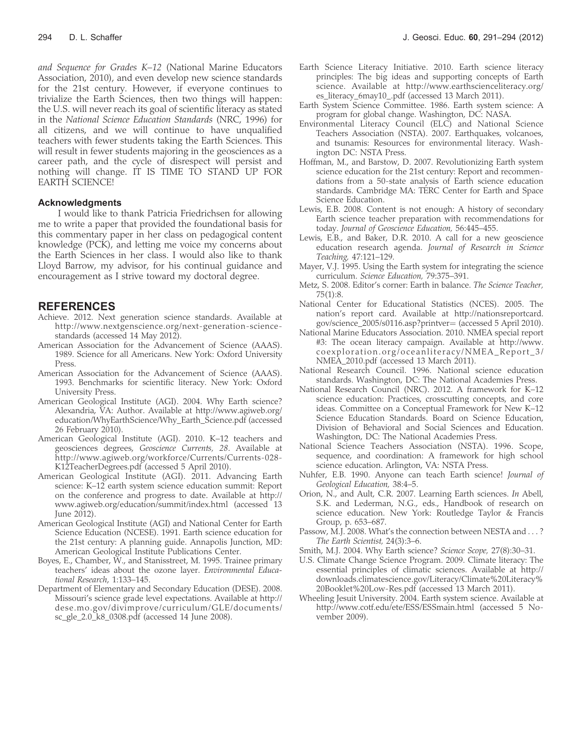*and Sequence for Grades K–12* (National Marine Educators Association, 2010), and even develop new science standards for the 21st century. However, if everyone continues to trivialize the Earth Sciences, then two things will happen: the U.S. will never reach its goal of scientific literacy as stated in the *National Science Education Standards* (NRC, 1996) for all citizens, and we will continue to have unqualified teachers with fewer students taking the Earth Sciences. This will result in fewer students majoring in the geosciences as a career path, and the cycle of disrespect will persist and nothing will change. IT IS TIME TO STAND UP FOR EARTH SCIENCE!

### Acknowledgments

I would like to thank Patricia Friedrichsen for allowing me to write a paper that provided the foundational basis for this commentary paper in her class on pedagogical content knowledge (PCK), and letting me voice my concerns about the Earth Sciences in her class. I would also like to thank Lloyd Barrow, my advisor, for his continual guidance and encouragement as I strive toward my doctoral degree.

## REFERENCES

Achieve. 2012. Next generation science standards. Available at http://www.nextgenscience.org/next-generation-science-standards (accessed 14 May 2012).

American Association for the Advancement of Science (AAAS). 1989. Science for all Americans. New York: Oxford University Press.

American Association for the Advancement of Science (AAAS). 1993. Benchmarks for scientific literacy. New York: Oxford University Press.

American Geological Institute (AGI). 2004. Why Earth science? Alexandria, VA: Author. Available at http://www.agiweb.org/education/WhyEarthScience/Why_Earth_Science.pdf (accessed 26 February 2010).

American Geological Institute (AGI). 2010. K–12 teachers and geosciences degrees, *Geoscience Currents, 28*. Available at http://www.agiweb.org/workforce/Currents/Currents-028-K12TeacherDegrees.pdf (accessed 5 April 2010).

American Geological Institute (AGI). 2011. Advancing Earth science: K–12 earth system science education summit: Report on the conference and progress to date. Available at http://www.agiweb.org/education/summit/index.html (accessed 13 June 2012).

American Geological Institute (AGI) and National Center for Earth Science Education (NCESE). 1991. Earth science education for the 21st century: A planning guide. Annapolis Junction, MD: American Geological Institute Publications Center.

Boyes, E., Chamber, W., and Stanisstreet, M. 1995. Trainee primary teachers' ideas about the ozone layer. *Environmental Educational Research*, 1:133–145.

Department of Elementary and Secondary Education (DESE). 2008. Missouri's science grade level expectations. Available at http://dese.mo.gov/divimprove/curriculum/GLE/documents/sc_gle_2.0_k8_0308.pdf (accessed 14 June 2008).

Earth Science Literacy Initiative. 2010. Earth science literacy principles: The big ideas and supporting concepts of Earth science. Available at http://www.earthscienceliteracy.org/es_literacy_6may10_.pdf (accessed 13 March 2011).

Earth System Science Committee. 1986. Earth system science: A program for global change. Washington, DC: NASA.

Environmental Literacy Council (ELC) and National Science Teachers Association (NSTA). 2007. Earthquakes, volcanoes, and tsunamis: Resources for environmental literacy. Washington DC: NSTA Press.

Hoffman, M., and Barstow, D. 2007. Revolutionizing Earth system science education for the 21st century: Report and recommendations from a 50-state analysis of Earth science education standards. Cambridge MA: TERC Center for Earth and Space Science Education.

Lewis, E.B. 2008. Content is not enough: A history of secondary Earth science teacher preparation with recommendations for today. *Journal of Geoscience Education,* 56:445–455.

Lewis, E.B., and Baker, D.R. 2010. A call for a new geoscience education research agenda. *Journal of Research in Science Teaching,* 47:121–129.

Mayer, V.J. 1995. Using the Earth system for integrating the science curriculum. *Science Education,* 79:375–391.

Metz, S. 2008. Editor's corner: Earth in balance. *The Science Teacher,* 75(1):8.

National Center for Educational Statistics (NCES). 2005. The nation's report card. Available at http://nationsreportcard.gov/science_2005/s0116.asp?printver= (accessed 5 April 2010).

National Marine Educators Association. 2010. NMEA special report #3: The ocean literacy campaign. Available at http://www.coexploration.org/oceanliteracy/NMEA_Report_3/NMEA_2010.pdf (accessed 13 March 2011).

National Research Council. 1996. National science education standards. Washington, DC: The National Academies Press.

National Research Council (NRC). 2012. A framework for K–12 science education: Practices, crosscutting concepts, and core ideas. Committee on a Conceptual Framework for New K–12 Science Education Standards. Board on Science Education, Division of Behavioral and Social Sciences and Education. Washington, DC: The National Academies Press.

National Science Teachers Association (NSTA). 1996. Scope, sequence, and coordination: A framework for high school science education. Arlington, VA: NSTA Press.

Nuhfer, E.B. 1990. Anyone can teach Earth science! *Journal of Geological Education,* 38:4–5.

Orion, N., and Ault, C.R. 2007. Learning Earth sciences. *In* Abell, S.K. and Lederman, N.G., eds., Handbook of research on science education. New York: Routledge Taylor & Francis Group, p. 653–687.

Passow, M.J. 2008. What's the connection between NESTA and . . . ? *The Earth Scientist,* 24(3):3–6.

Smith, M.J. 2004. Why Earth science? *Science Scope,* 27(8):30–31.

U.S. Climate Change Science Program. 2009. Climate literacy: The essential principles of climatic sciences. Available at http://downloads.climatescience.gov/Literacy/Climate%20Literacy%20Booklet%20Low-Res.pdf (accessed 13 March 2011).

Wheeling Jesuit University. 2004. Earth system science. Available at http://www.cotf.edu/ete/ESS/ESSmain.html (accessed 5 November 2009).